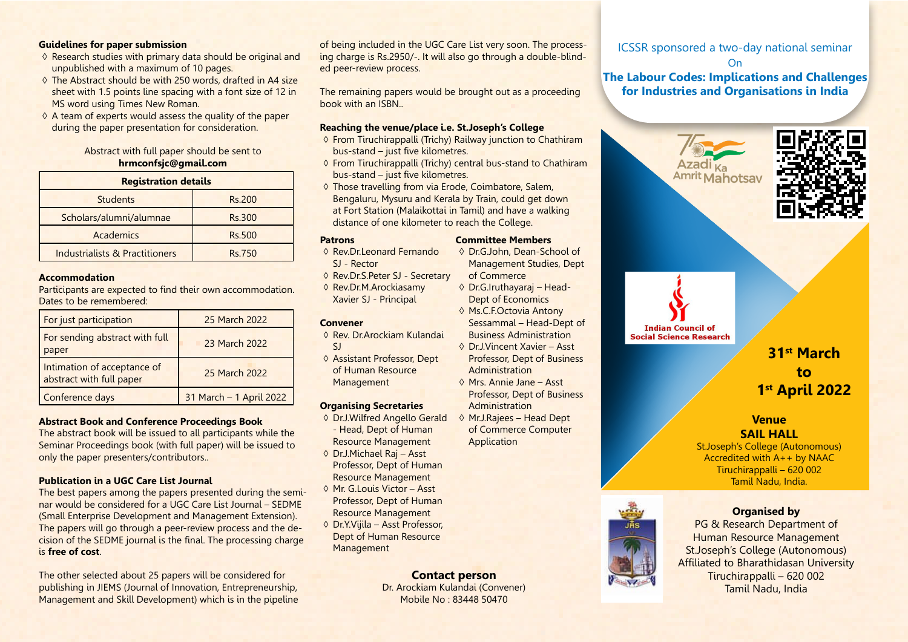### Guidelines for paper submission

- Research studies with primary data should be original and unpublished with a maximum of 10 pages.
- The Abstract should be with 250 words, drafted in A4 size sheet with 1.5 points line spacing with a font size of 12 in MS word using Times New Roman.
- A team of experts would assess the quality of the paper during the paper presentation for consideration.

Abstract with full paper should be sent to **hrmconfsjc@gmail.com**

| Registration details | |
|---|---|
| Students | Rs.200 |
| Scholars/alumni/alumnae | Rs.300 |
| Academics | Rs.500 |
| Industrialists & Practitioners | Rs.750 |

### Accommodation

Participants are expected to find their own accommodation.
Dates to be remembered:

| For just participation | 25 March 2022 |
|---|---|
| For sending abstract with full paper | 23 March 2022 |
| Intimation of acceptance of abstract with full paper | 25 March 2022 |
| Conference days | 31 March – 1 April 2022 |

### Abstract Book and Conference Proceedings Book

The abstract book will be issued to all participants while the Seminar Proceedings book (with full paper) will be issued to only the paper presenters/contributors..

### Publication in a UGC Care List Journal

The best papers among the papers presented during the seminar would be considered for a UGC Care List Journal – SEDME (Small Enterprise Development and Management Extension). The papers will go through a peer-review process and the decision of the SEDME journal is the final. The processing charge is **free of cost**.

The other selected about 25 papers will be considered for publishing in JIEMS (Journal of Innovation, Entrepreneurship, Management and Skill Development) which is in the pipeline of being included in the UGC Care List very soon. The processing charge is Rs.2950/-. It will also go through a double-blinded peer-review process.

The remaining papers would be brought out as a proceeding book with an ISBN..

### Reaching the venue/place i.e. St.Joseph's College

- From Tiruchirappalli (Trichy) Railway junction to Chathiram bus-stand – just five kilometres.
- From Tiruchirappalli (Trichy) central bus-stand to Chathiram bus-stand – just five kilometres.
- Those travelling from via Erode, Coimbatore, Salem, Bengaluru, Mysuru and Kerala by Train, could get down at Fort Station (Malaikottai in Tamil) and have a walking distance of one kilometer to reach the College.

### Patrons

- Rev.Dr.Leonard Fernando SJ - Rector
- Rev.Dr.S.Peter SJ - Secretary
- Rev.Dr.M.Arockiasamy Xavier SJ - Principal

### Convener

- Rev. Dr.Arockiam Kulandai SJ
- Assistant Professor, Dept of Human Resource Management

### Organising Secretaries

- Dr.J.Wilfred Angello Gerald - Head, Dept of Human Resource Management
- Dr.J.Michael Raj – Asst Professor, Dept of Human Resource Management
- Mr. G.Louis Victor – Asst Professor, Dept of Human Resource Management
- Dr.Y.Vijila – Asst Professor, Dept of Human Resource Management

### Committee Members

- Dr.G.John, Dean-School of Management Studies, Dept of Commerce
- Dr.G.Iruthayaraj – Head-Dept of Economics
- Ms.C.F.Octovia Antony Sessammal – Head-Dept of Business Administration
- Dr.J.Vincent Xavier – Asst Professor, Dept of Business Administration
- Mrs. Annie Jane – Asst Professor, Dept of Business Administration
- Mr.J.Rajees – Head Dept of Commerce Computer Application

### Contact person

Dr. Arockiam Kulandai (Convener)
Mobile No : 83448 50470

ICSSR sponsored a two-day national seminar
On

## The Labour Codes: Implications and Challenges for Industries and Organisations in India

Azadi Ka Amrit Mahotsav

Indian Council of Social Science Research

**31st March to 1st April 2022**

**Venue**
**SAIL HALL**
St.Joseph's College (Autonomous)
Accredited with A++ by NAAC
Tiruchirappalli – 620 002
Tamil Nadu, India.

**Organised by**
PG & Research Department of Human Resource Management
St.Joseph's College (Autonomous)
Affiliated to Bharathidasan University
Tiruchirappalli – 620 002
Tamil Nadu, India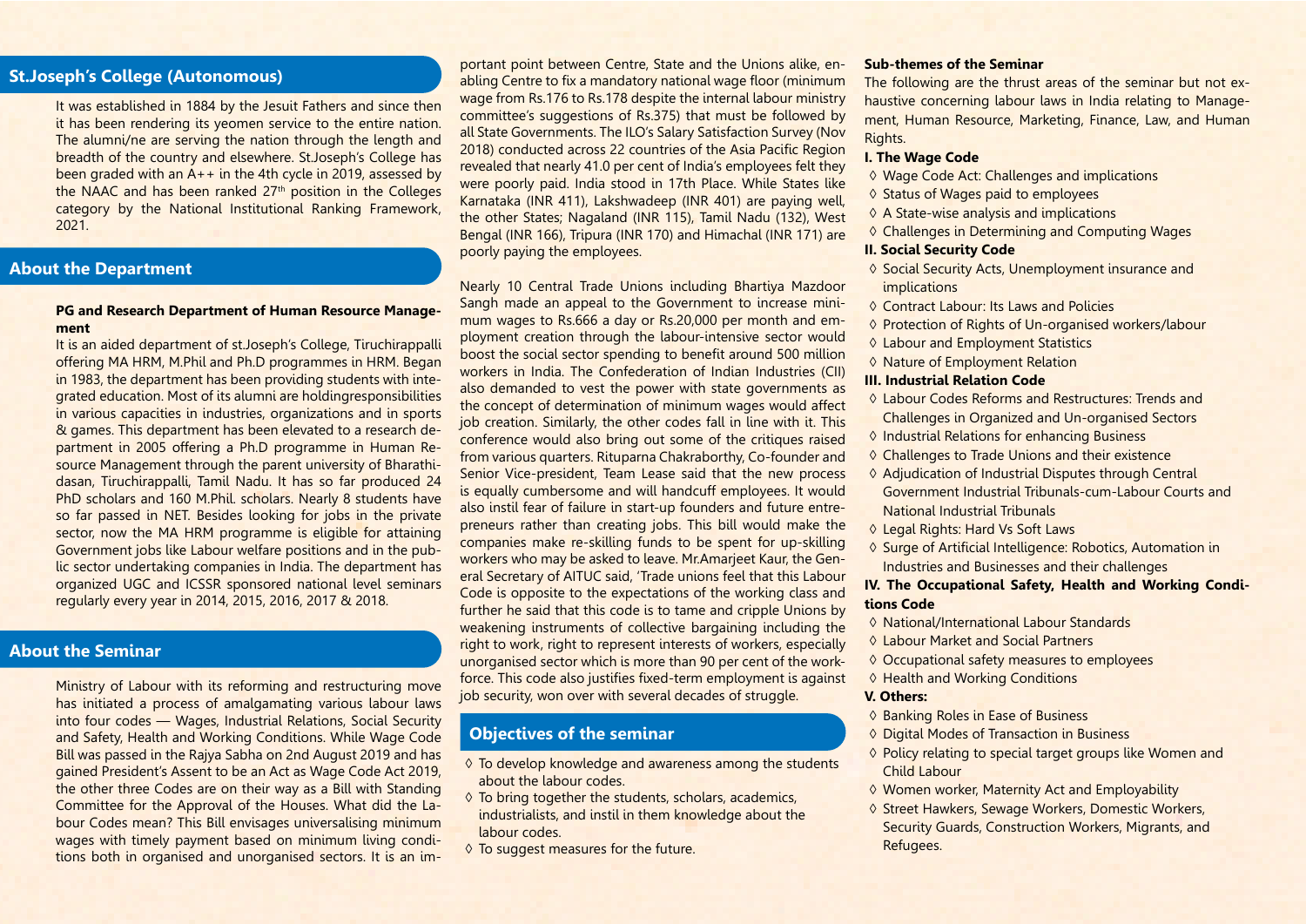## St.Joseph's College (Autonomous)

It was established in 1884 by the Jesuit Fathers and since then it has been rendering its yeomen service to the entire nation. The alumni/ne are serving the nation through the length and breadth of the country and elsewhere. St.Joseph's College has been graded with an A++ in the 4th cycle in 2019, assessed by the NAAC and has been ranked 27th position in the Colleges category by the National Institutional Ranking Framework, 2021.

## About the Department

**PG and Research Department of Human Resource Management**

It is an aided department of st.Joseph's College, Tiruchirappalli offering MA HRM, M.Phil and Ph.D programmes in HRM. Began in 1983, the department has been providing students with integrated education. Most of its alumni are holdingresponsibilities in various capacities in industries, organizations and in sports & games. This department has been elevated to a research department in 2005 offering a Ph.D programme in Human Resource Management through the parent university of Bharathidasan, Tiruchirappalli, Tamil Nadu. It has so far produced 24 PhD scholars and 160 M.Phil. scholars. Nearly 8 students have so far passed in NET. Besides looking for jobs in the private sector, now the MA HRM programme is eligible for attaining Government jobs like Labour welfare positions and in the public sector undertaking companies in India. The department has organized UGC and ICSSR sponsored national level seminars regularly every year in 2014, 2015, 2016, 2017 & 2018.

## About the Seminar

Ministry of Labour with its reforming and restructuring move has initiated a process of amalgamating various labour laws into four codes — Wages, Industrial Relations, Social Security and Safety, Health and Working Conditions. While Wage Code Bill was passed in the Rajya Sabha on 2nd August 2019 and has gained President's Assent to be an Act as Wage Code Act 2019, the other three Codes are on their way as a Bill with Standing Committee for the Approval of the Houses. What did the Labour Codes mean? This Bill envisages universalising minimum wages with timely payment based on minimum living conditions both in organised and unorganised sectors. It is an important point between Centre, State and the Unions alike, enabling Centre to fix a mandatory national wage floor (minimum wage from Rs.176 to Rs.178 despite the internal labour ministry committee's suggestions of Rs.375) that must be followed by all State Governments. The ILO's Salary Satisfaction Survey (Nov 2018) conducted across 22 countries of the Asia Pacific Region revealed that nearly 41.0 per cent of India's employees felt they were poorly paid. India stood in 17th Place. While States like Karnataka (INR 411), Lakshwadeep (INR 401) are paying well, the other States; Nagaland (INR 115), Tamil Nadu (132), West Bengal (INR 166), Tripura (INR 170) and Himachal (INR 171) are poorly paying the employees.

Nearly 10 Central Trade Unions including Bhartiya Mazdoor Sangh made an appeal to the Government to increase minimum wages to Rs.666 a day or Rs.20,000 per month and employment creation through the labour-intensive sector would boost the social sector spending to benefit around 500 million workers in India. The Confederation of Indian Industries (CII) also demanded to vest the power with state governments as the concept of determination of minimum wages would affect job creation. Similarly, the other codes fall in line with it. This conference would also bring out some of the critiques raised from various quarters. Rituparna Chakraborthy, Co-founder and Senior Vice-president, Team Lease said that the new process is equally cumbersome and will handcuff employees. It would also instil fear of failure in start-up founders and future entrepreneurs rather than creating jobs. This bill would make the companies make re-skilling funds to be spent for up-skilling workers who may be asked to leave. Mr.Amarjeet Kaur, the General Secretary of AITUC said, 'Trade unions feel that this Labour Code is opposite to the expectations of the working class and further he said that this code is to tame and cripple Unions by weakening instruments of collective bargaining including the right to work, right to represent interests of workers, especially unorganised sector which is more than 90 per cent of the workforce. This code also justifies fixed-term employment is against job security, won over with several decades of struggle.

## Objectives of the seminar

- To develop knowledge and awareness among the students about the labour codes.
- To bring together the students, scholars, academics, industrialists, and instil in them knowledge about the labour codes.
- To suggest measures for the future.

### Sub-themes of the Seminar

The following are the thrust areas of the seminar but not exhaustive concerning labour laws in India relating to Management, Human Resource, Marketing, Finance, Law, and Human Rights.

**I. The Wage Code**

- Wage Code Act: Challenges and implications
- Status of Wages paid to employees
- A State-wise analysis and implications
- Challenges in Determining and Computing Wages

**II. Social Security Code**

- Social Security Acts, Unemployment insurance and implications
- Contract Labour: Its Laws and Policies
- Protection of Rights of Un-organised workers/labour
- Labour and Employment Statistics
- Nature of Employment Relation

**III. Industrial Relation Code**

- Labour Codes Reforms and Restructures: Trends and Challenges in Organized and Un-organised Sectors
- Industrial Relations for enhancing Business
- Challenges to Trade Unions and their existence
- Adjudication of Industrial Disputes through Central Government Industrial Tribunals-cum-Labour Courts and National Industrial Tribunals
- Legal Rights: Hard Vs Soft Laws
- Surge of Artificial Intelligence: Robotics, Automation in Industries and Businesses and their challenges

**IV. The Occupational Safety, Health and Working Conditions Code**

- National/International Labour Standards
- Labour Market and Social Partners
- Occupational safety measures to employees
- Health and Working Conditions

**V. Others:**

- Banking Roles in Ease of Business
- Digital Modes of Transaction in Business
- Policy relating to special target groups like Women and Child Labour
- Women worker, Maternity Act and Employability
- Street Hawkers, Sewage Workers, Domestic Workers, Security Guards, Construction Workers, Migrants, and Refugees.